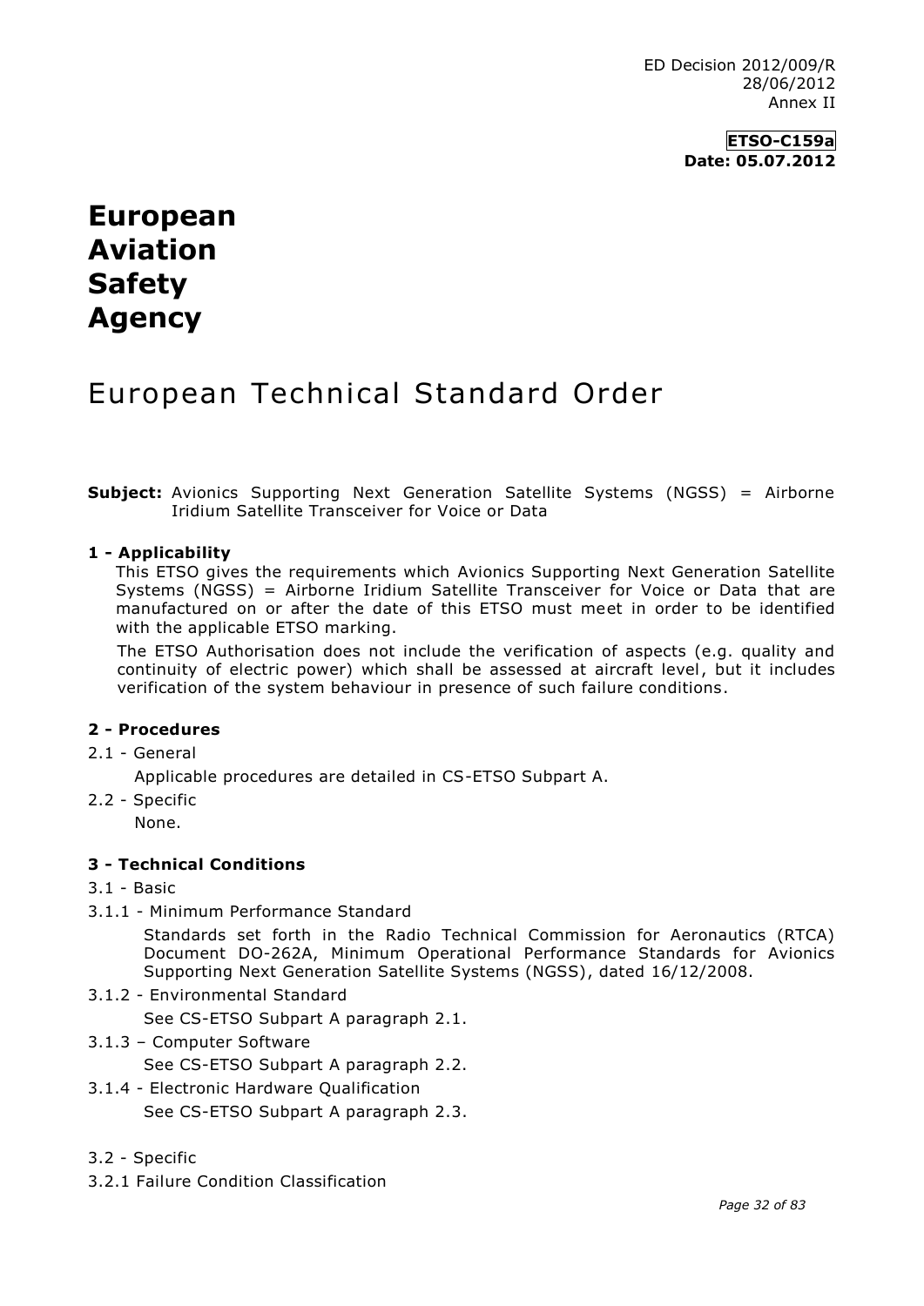ED Decision 2012/009/R
28/06/2012
Annex II

**ETSO-C159a**
**Date: 05.07.2012**

# European Aviation Safety Agency

# European Technical Standard Order

**Subject:** Avionics Supporting Next Generation Satellite Systems (NGSS) = Airborne Iridium Satellite Transceiver for Voice or Data

## 1 - Applicability

This ETSO gives the requirements which Avionics Supporting Next Generation Satellite Systems (NGSS) = Airborne Iridium Satellite Transceiver for Voice or Data that are manufactured on or after the date of this ETSO must meet in order to be identified with the applicable ETSO marking.

The ETSO Authorisation does not include the verification of aspects (e.g. quality and continuity of electric power) which shall be assessed at aircraft level, but it includes verification of the system behaviour in presence of such failure conditions.

## 2 - Procedures

2.1 - General

Applicable procedures are detailed in CS-ETSO Subpart A.

2.2 - Specific

None.

## 3 - Technical Conditions

3.1 - Basic

3.1.1 - Minimum Performance Standard

Standards set forth in the Radio Technical Commission for Aeronautics (RTCA) Document DO-262A, Minimum Operational Performance Standards for Avionics Supporting Next Generation Satellite Systems (NGSS), dated 16/12/2008.

3.1.2 - Environmental Standard

See CS-ETSO Subpart A paragraph 2.1.

3.1.3 – Computer Software

See CS-ETSO Subpart A paragraph 2.2.

3.1.4 - Electronic Hardware Qualification

See CS-ETSO Subpart A paragraph 2.3.

3.2 - Specific

3.2.1 Failure Condition Classification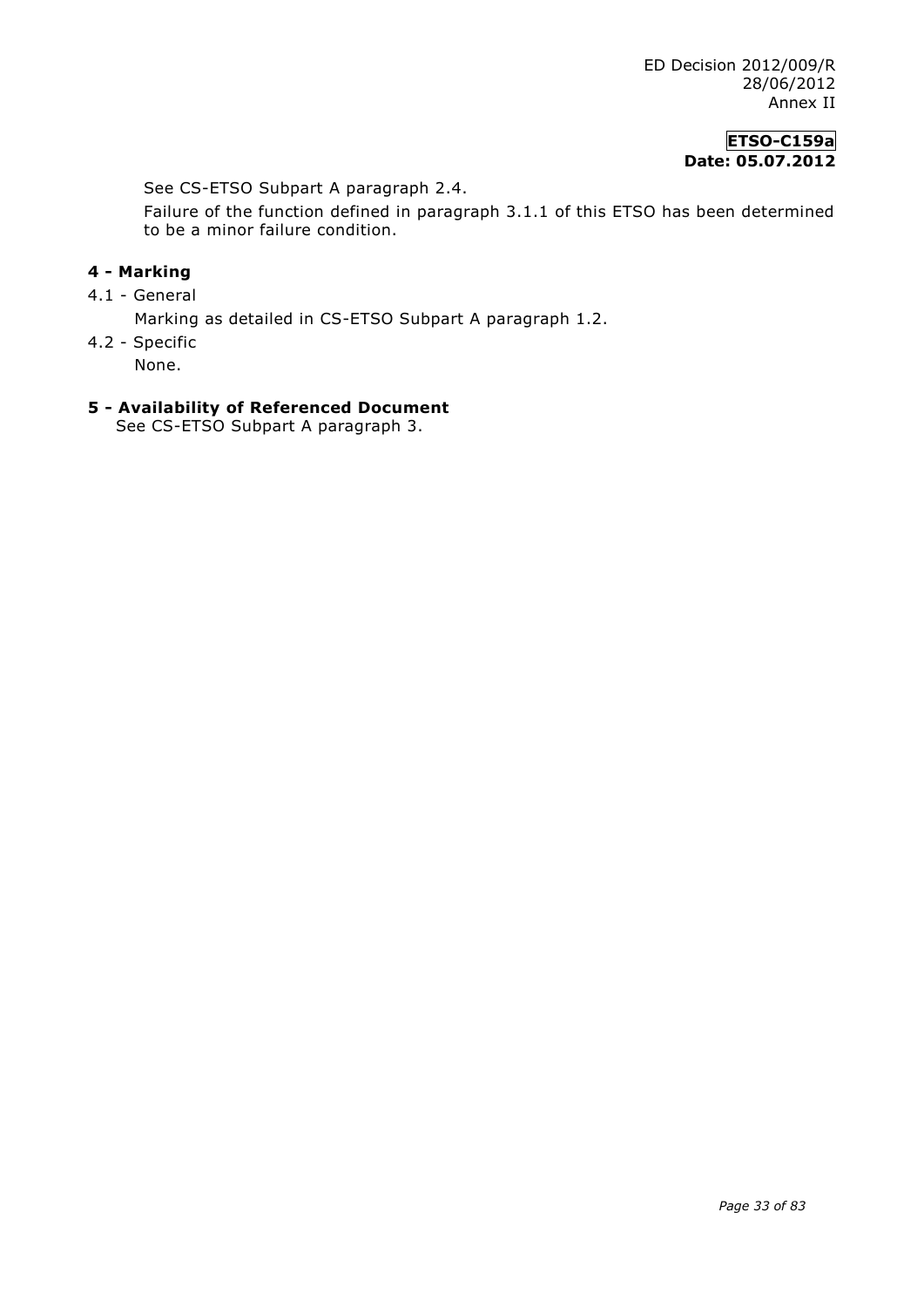See CS-ETSO Subpart A paragraph 2.4.

Failure of the function defined in paragraph 3.1.1 of this ETSO has been determined to be a minor failure condition.

## 4 - Marking

4.1 - General

Marking as detailed in CS-ETSO Subpart A paragraph 1.2.

4.2 - Specific

None.

## 5 - Availability of Referenced Document

See CS-ETSO Subpart A paragraph 3.